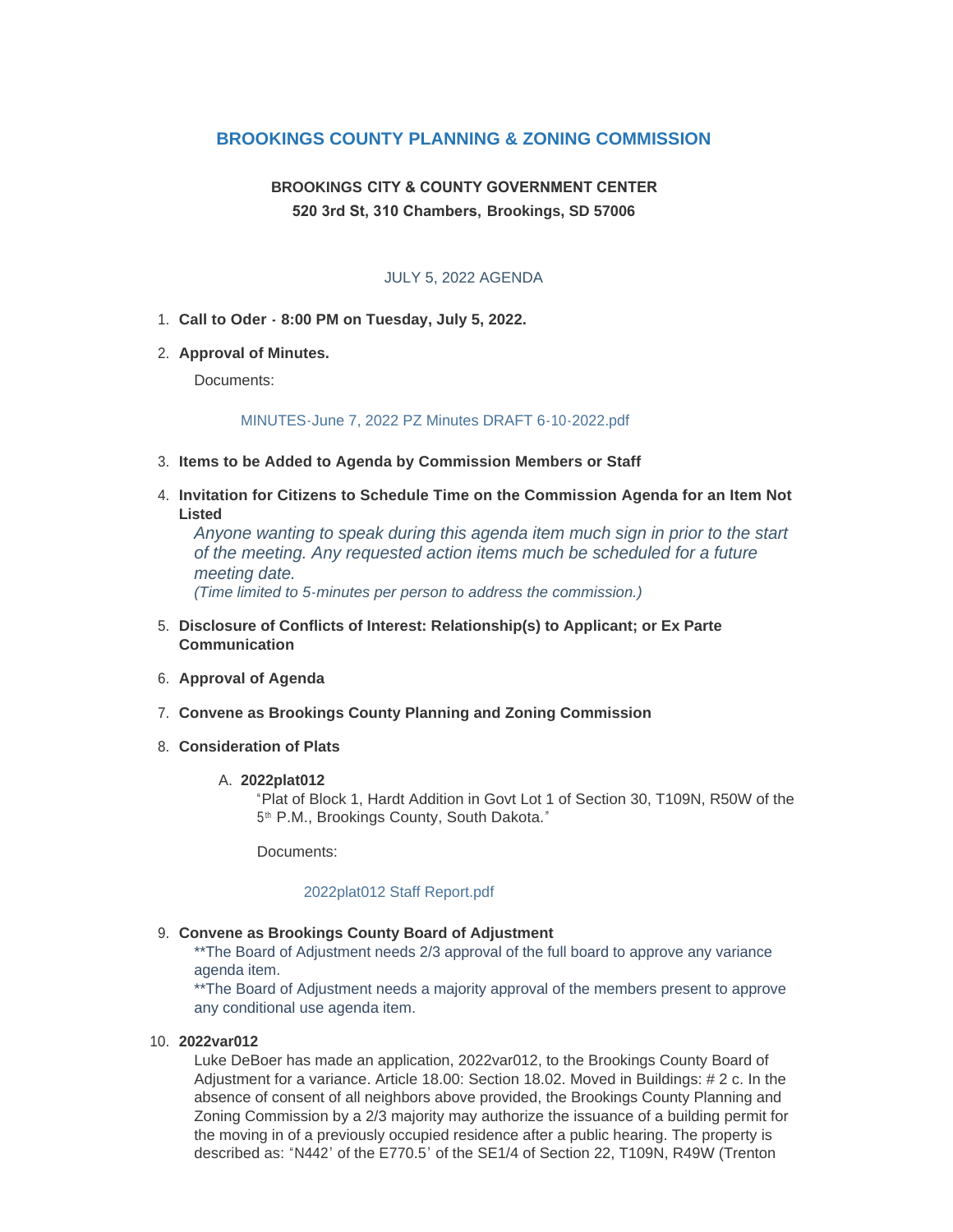# BROOKINGS COUNTY PLANNING & ZONING COMMISSION

**BROOKINGS CITY & COUNTY GOVERNMENT CENTER**
**520 3rd St, 310 Chambers, Brookings, SD 57006**

JULY 5, 2022 AGENDA

1. **Call to Oder - 8:00 PM on Tuesday, July 5, 2022.**

2. **Approval of Minutes.**

   Documents:

   MINUTES-June 7, 2022 PZ Minutes DRAFT 6-10-2022.pdf

3. **Items to be Added to Agenda by Commission Members or Staff**

4. **Invitation for Citizens to Schedule Time on the Commission Agenda for an Item Not Listed**

   *Anyone wanting to speak during this agenda item much sign in prior to the start of the meeting. Any requested action items much be scheduled for a future meeting date.*
   *(Time limited to 5-minutes per person to address the commission.)*

5. **Disclosure of Conflicts of Interest: Relationship(s) to Applicant; or Ex Parte Communication**

6. **Approval of Agenda**

7. **Convene as Brookings County Planning and Zoning Commission**

8. **Consideration of Plats**

   A. **2022plat012**
      "Plat of Block 1, Hardt Addition in Govt Lot 1 of Section 30, T109N, R50W of the 5th P.M., Brookings County, South Dakota."

      Documents:

      2022plat012 Staff Report.pdf

9. **Convene as Brookings County Board of Adjustment**

   **The Board of Adjustment needs 2/3 approval of the full board to approve any variance agenda item.
   **The Board of Adjustment needs a majority approval of the members present to approve any conditional use agenda item.

10. **2022var012**

    Luke DeBoer has made an application, 2022var012, to the Brookings County Board of Adjustment for a variance. Article 18.00: Section 18.02. Moved in Buildings: # 2 c. In the absence of consent of all neighbors above provided, the Brookings County Planning and Zoning Commission by a 2/3 majority may authorize the issuance of a building permit for the moving in of a previously occupied residence after a public hearing. The property is described as: "N442' of the E770.5' of the SE1/4 of Section 22, T109N, R49W (Trenton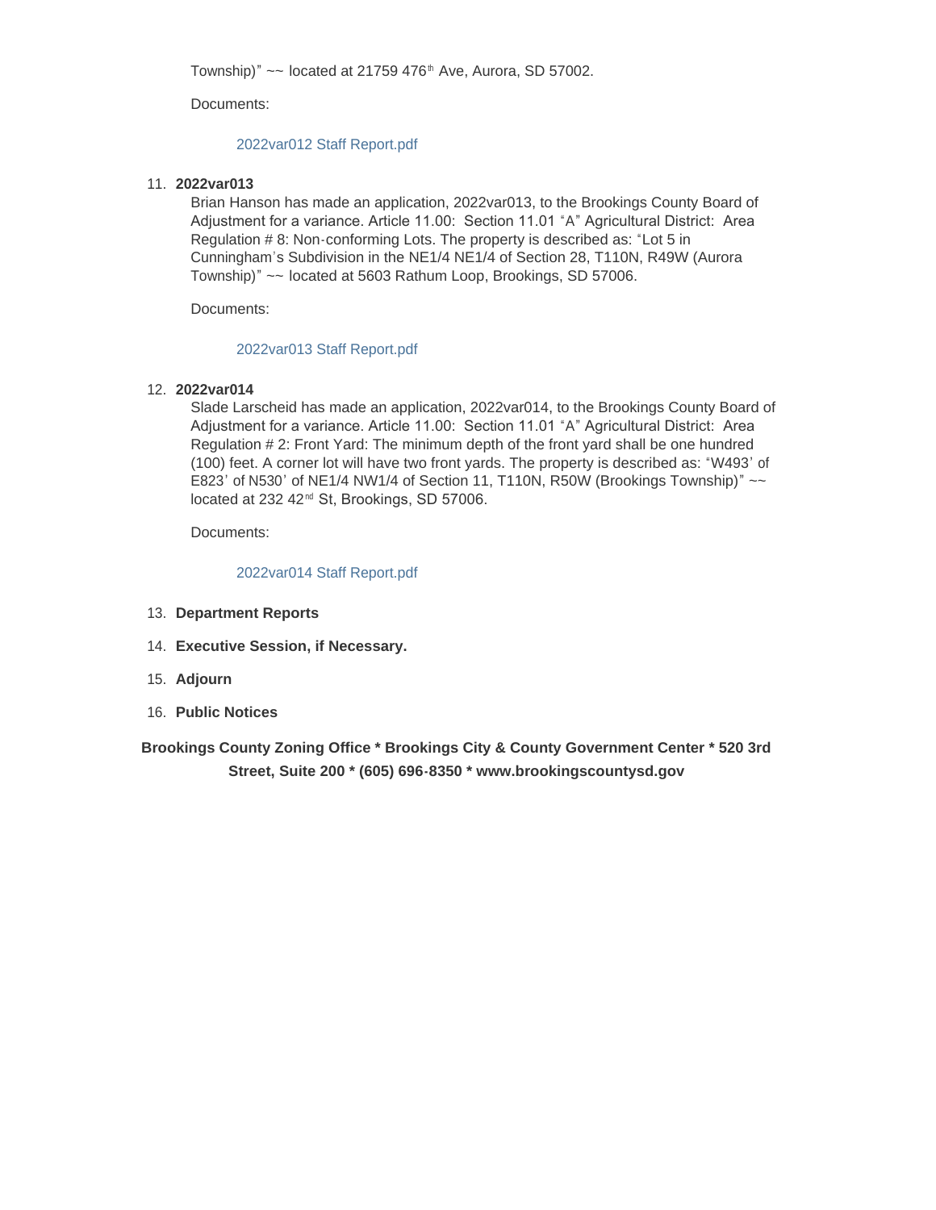Township)" ~~ located at 21759 476th Ave, Aurora, SD 57002.

Documents:

2022var012 Staff Report.pdf

11. **2022var013**

    Brian Hanson has made an application, 2022var013, to the Brookings County Board of Adjustment for a variance. Article 11.00: Section 11.01 "A" Agricultural District: Area Regulation # 8: Non-conforming Lots. The property is described as: "Lot 5 in Cunningham's Subdivision in the NE1/4 NE1/4 of Section 28, T110N, R49W (Aurora Township)" ~~ located at 5603 Rathum Loop, Brookings, SD 57006.

    Documents:

    2022var013 Staff Report.pdf

12. **2022var014**

    Slade Larscheid has made an application, 2022var014, to the Brookings County Board of Adjustment for a variance. Article 11.00: Section 11.01 "A" Agricultural District: Area Regulation # 2: Front Yard: The minimum depth of the front yard shall be one hundred (100) feet. A corner lot will have two front yards. The property is described as: "W493' of E823' of N530' of NE1/4 NW1/4 of Section 11, T110N, R50W (Brookings Township)" ~~ located at 232 42nd St, Brookings, SD 57006.

    Documents:

    2022var014 Staff Report.pdf

13. **Department Reports**
14. **Executive Session, if Necessary.**
15. **Adjourn**
16. **Public Notices**

**Brookings County Zoning Office * Brookings City & County Government Center * 520 3rd Street, Suite 200 * (605) 696-8350 * www.brookingscountysd.gov**